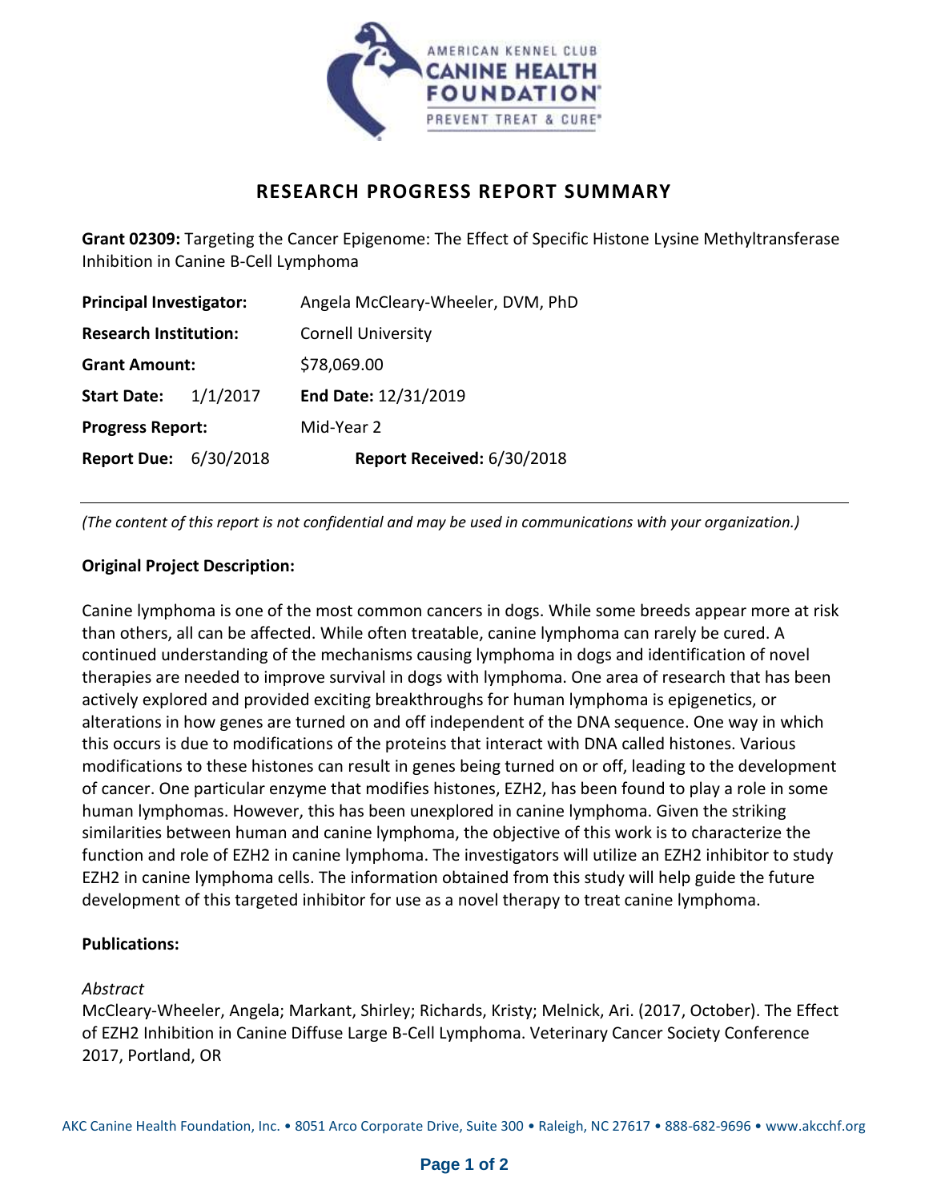# RESEARCH PROGRESS REPORT SUMMARY

**Grant 02309:** Targeting the Cancer Epigenome: The Effect of Specific Histone Lysine Methyltransferase Inhibition in Canine B-Cell Lymphoma

**Principal Investigator:** Angela McCleary-Wheeler, DVM, PhD
**Research Institution:** Cornell University
**Grant Amount:** $78,069.00
**Start Date:** 1/1/2017 **End Date:** 12/31/2019
**Progress Report:** Mid-Year 2
**Report Due:** 6/30/2018 **Report Received:** 6/30/2018

---

*(The content of this report is not confidential and may be used in communications with your organization.)*

**Original Project Description:**

Canine lymphoma is one of the most common cancers in dogs. While some breeds appear more at risk than others, all can be affected. While often treatable, canine lymphoma can rarely be cured. A continued understanding of the mechanisms causing lymphoma in dogs and identification of novel therapies are needed to improve survival in dogs with lymphoma. One area of research that has been actively explored and provided exciting breakthroughs for human lymphoma is epigenetics, or alterations in how genes are turned on and off independent of the DNA sequence. One way in which this occurs is due to modifications of the proteins that interact with DNA called histones. Various modifications to these histones can result in genes being turned on or off, leading to the development of cancer. One particular enzyme that modifies histones, EZH2, has been found to play a role in some human lymphomas. However, this has been unexplored in canine lymphoma. Given the striking similarities between human and canine lymphoma, the objective of this work is to characterize the function and role of EZH2 in canine lymphoma. The investigators will utilize an EZH2 inhibitor to study EZH2 in canine lymphoma cells. The information obtained from this study will help guide the future development of this targeted inhibitor for use as a novel therapy to treat canine lymphoma.

**Publications:**

*Abstract*
McCleary-Wheeler, Angela; Markant, Shirley; Richards, Kristy; Melnick, Ari. (2017, October). The Effect of EZH2 Inhibition in Canine Diffuse Large B-Cell Lymphoma. Veterinary Cancer Society Conference 2017, Portland, OR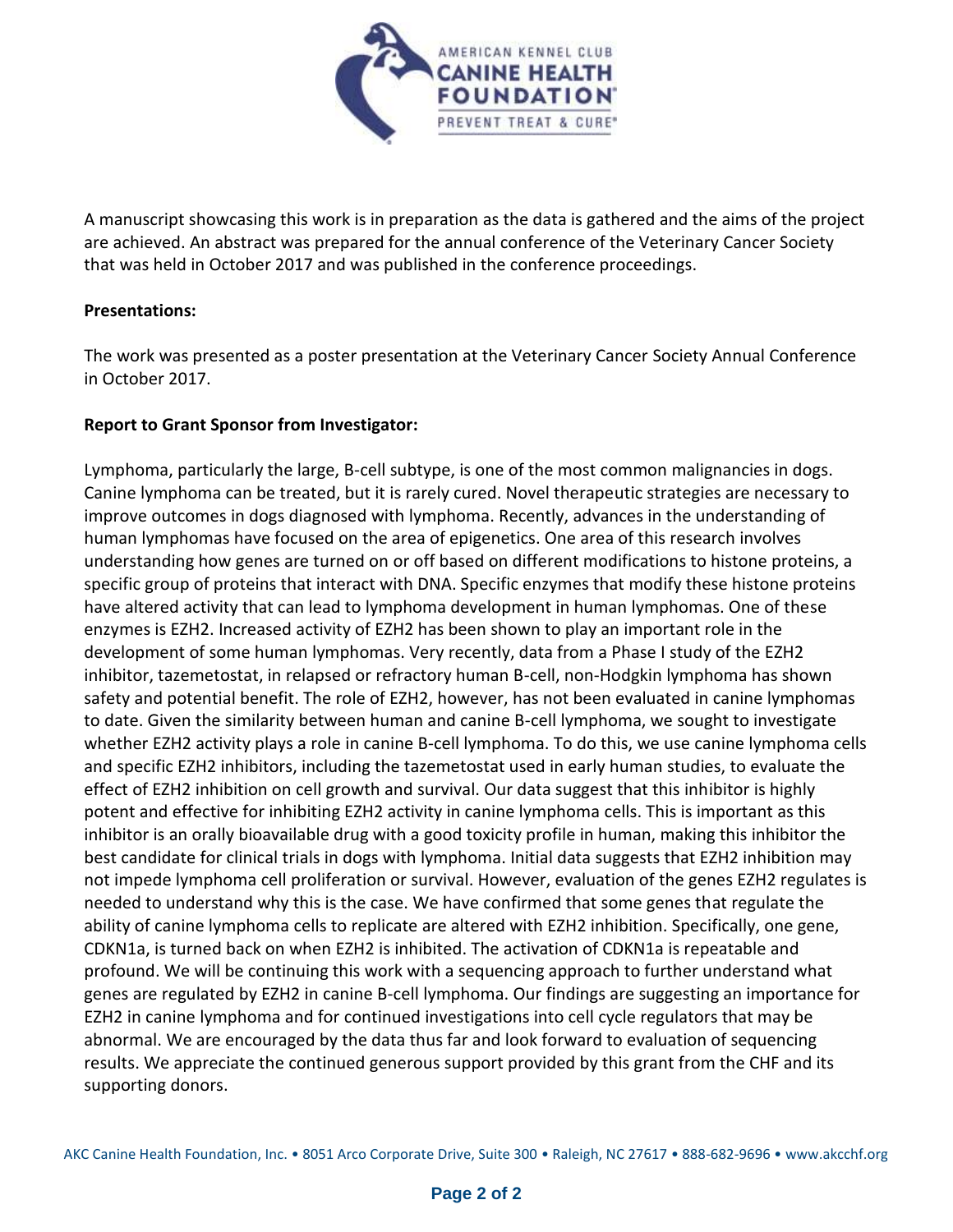A manuscript showcasing this work is in preparation as the data is gathered and the aims of the project are achieved. An abstract was prepared for the annual conference of the Veterinary Cancer Society that was held in October 2017 and was published in the conference proceedings.

**Presentations:**

The work was presented as a poster presentation at the Veterinary Cancer Society Annual Conference in October 2017.

**Report to Grant Sponsor from Investigator:**

Lymphoma, particularly the large, B-cell subtype, is one of the most common malignancies in dogs. Canine lymphoma can be treated, but it is rarely cured. Novel therapeutic strategies are necessary to improve outcomes in dogs diagnosed with lymphoma. Recently, advances in the understanding of human lymphomas have focused on the area of epigenetics. One area of this research involves understanding how genes are turned on or off based on different modifications to histone proteins, a specific group of proteins that interact with DNA. Specific enzymes that modify these histone proteins have altered activity that can lead to lymphoma development in human lymphomas. One of these enzymes is EZH2. Increased activity of EZH2 has been shown to play an important role in the development of some human lymphomas. Very recently, data from a Phase I study of the EZH2 inhibitor, tazemetostat, in relapsed or refractory human B-cell, non-Hodgkin lymphoma has shown safety and potential benefit. The role of EZH2, however, has not been evaluated in canine lymphomas to date. Given the similarity between human and canine B-cell lymphoma, we sought to investigate whether EZH2 activity plays a role in canine B-cell lymphoma. To do this, we use canine lymphoma cells and specific EZH2 inhibitors, including the tazemetostat used in early human studies, to evaluate the effect of EZH2 inhibition on cell growth and survival. Our data suggest that this inhibitor is highly potent and effective for inhibiting EZH2 activity in canine lymphoma cells. This is important as this inhibitor is an orally bioavailable drug with a good toxicity profile in human, making this inhibitor the best candidate for clinical trials in dogs with lymphoma. Initial data suggests that EZH2 inhibition may not impede lymphoma cell proliferation or survival. However, evaluation of the genes EZH2 regulates is needed to understand why this is the case. We have confirmed that some genes that regulate the ability of canine lymphoma cells to replicate are altered with EZH2 inhibition. Specifically, one gene, CDKN1a, is turned back on when EZH2 is inhibited. The activation of CDKN1a is repeatable and profound. We will be continuing this work with a sequencing approach to further understand what genes are regulated by EZH2 in canine B-cell lymphoma. Our findings are suggesting an importance for EZH2 in canine lymphoma and for continued investigations into cell cycle regulators that may be abnormal. We are encouraged by the data thus far and look forward to evaluation of sequencing results. We appreciate the continued generous support provided by this grant from the CHF and its supporting donors.